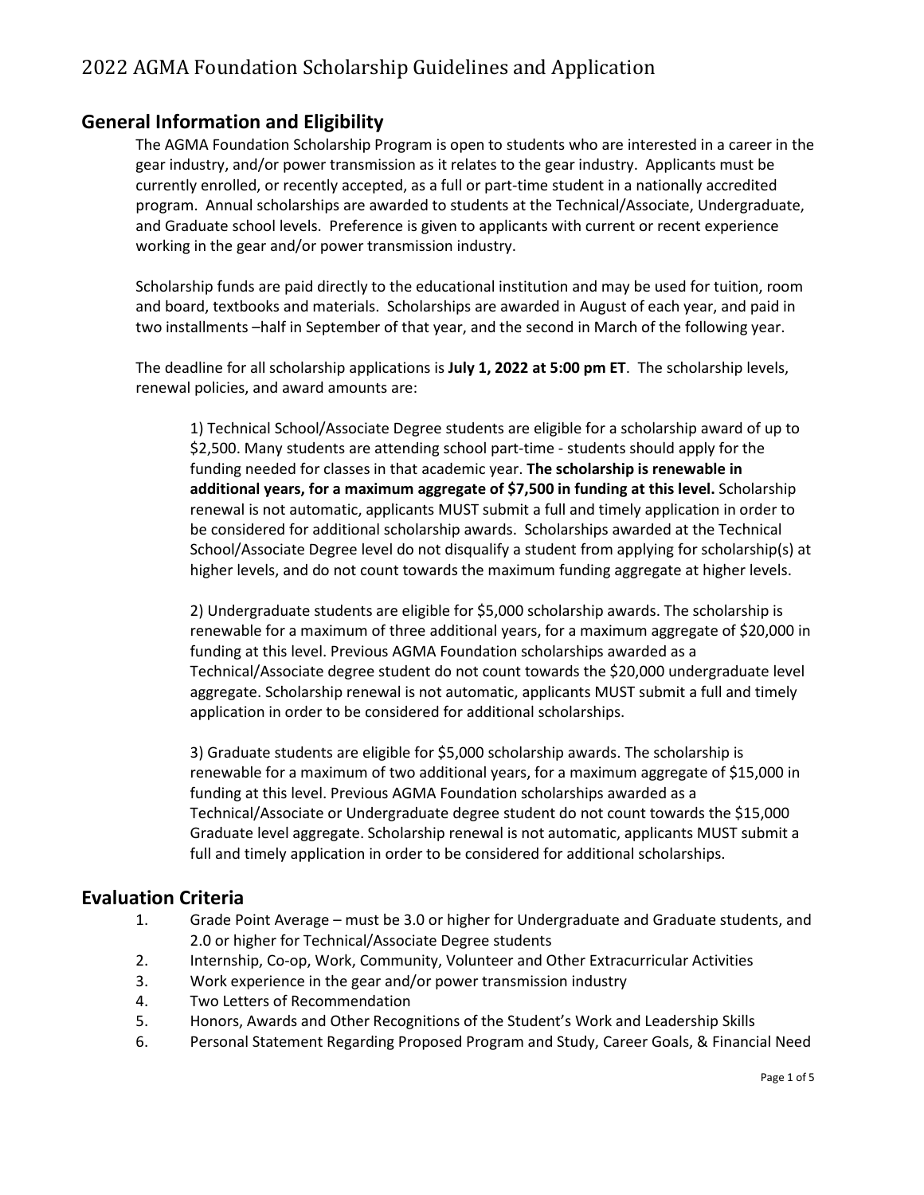# 2022 AGMA Foundation Scholarship Guidelines and Application

## General Information and Eligibility

The AGMA Foundation Scholarship Program is open to students who are interested in a career in the gear industry, and/or power transmission as it relates to the gear industry. Applicants must be currently enrolled, or recently accepted, as a full or part-time student in a nationally accredited program. Annual scholarships are awarded to students at the Technical/Associate, Undergraduate, and Graduate school levels. Preference is given to applicants with current or recent experience working in the gear and/or power transmission industry.

Scholarship funds are paid directly to the educational institution and may be used for tuition, room and board, textbooks and materials. Scholarships are awarded in August of each year, and paid in two installments –half in September of that year, and the second in March of the following year.

The deadline for all scholarship applications is **July 1, 2022 at 5:00 pm ET**. The scholarship levels, renewal policies, and award amounts are:

1) Technical School/Associate Degree students are eligible for a scholarship award of up to $2,500. Many students are attending school part-time - students should apply for the funding needed for classes in that academic year. **The scholarship is renewable in additional years, for a maximum aggregate of $7,500 in funding at this level.** Scholarship renewal is not automatic, applicants MUST submit a full and timely application in order to be considered for additional scholarship awards. Scholarships awarded at the Technical School/Associate Degree level do not disqualify a student from applying for scholarship(s) at higher levels, and do not count towards the maximum funding aggregate at higher levels.

2) Undergraduate students are eligible for $5,000 scholarship awards. The scholarship is renewable for a maximum of three additional years, for a maximum aggregate of $20,000 in funding at this level. Previous AGMA Foundation scholarships awarded as a Technical/Associate degree student do not count towards the $20,000 undergraduate level aggregate. Scholarship renewal is not automatic, applicants MUST submit a full and timely application in order to be considered for additional scholarships.

3) Graduate students are eligible for $5,000 scholarship awards. The scholarship is renewable for a maximum of two additional years, for a maximum aggregate of $15,000 in funding at this level. Previous AGMA Foundation scholarships awarded as a Technical/Associate or Undergraduate degree student do not count towards the $15,000 Graduate level aggregate. Scholarship renewal is not automatic, applicants MUST submit a full and timely application in order to be considered for additional scholarships.

## Evaluation Criteria

1. Grade Point Average – must be 3.0 or higher for Undergraduate and Graduate students, and 2.0 or higher for Technical/Associate Degree students
2. Internship, Co-op, Work, Community, Volunteer and Other Extracurricular Activities
3. Work experience in the gear and/or power transmission industry
4. Two Letters of Recommendation
5. Honors, Awards and Other Recognitions of the Student's Work and Leadership Skills
6. Personal Statement Regarding Proposed Program and Study, Career Goals, & Financial Need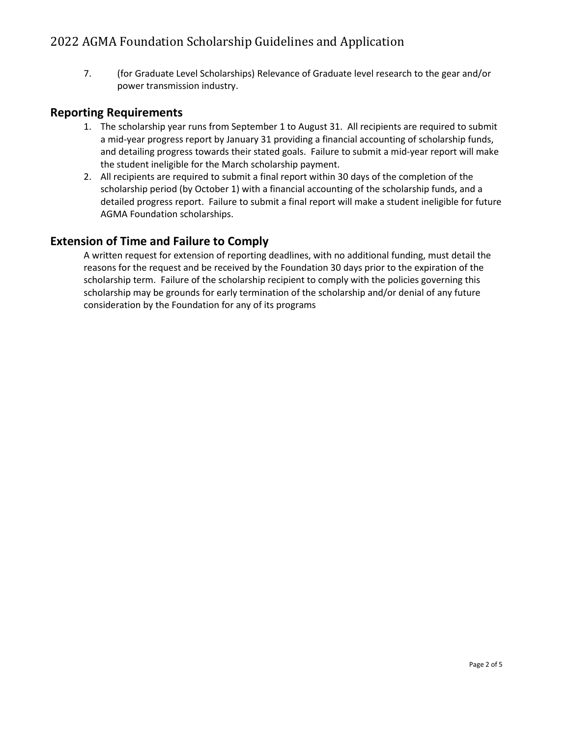7. (for Graduate Level Scholarships) Relevance of Graduate level research to the gear and/or power transmission industry.

## Reporting Requirements

1. The scholarship year runs from September 1 to August 31. All recipients are required to submit a mid-year progress report by January 31 providing a financial accounting of scholarship funds, and detailing progress towards their stated goals. Failure to submit a mid-year report will make the student ineligible for the March scholarship payment.
2. All recipients are required to submit a final report within 30 days of the completion of the scholarship period (by October 1) with a financial accounting of the scholarship funds, and a detailed progress report. Failure to submit a final report will make a student ineligible for future AGMA Foundation scholarships.

## Extension of Time and Failure to Comply

A written request for extension of reporting deadlines, with no additional funding, must detail the reasons for the request and be received by the Foundation 30 days prior to the expiration of the scholarship term. Failure of the scholarship recipient to comply with the policies governing this scholarship may be grounds for early termination of the scholarship and/or denial of any future consideration by the Foundation for any of its programs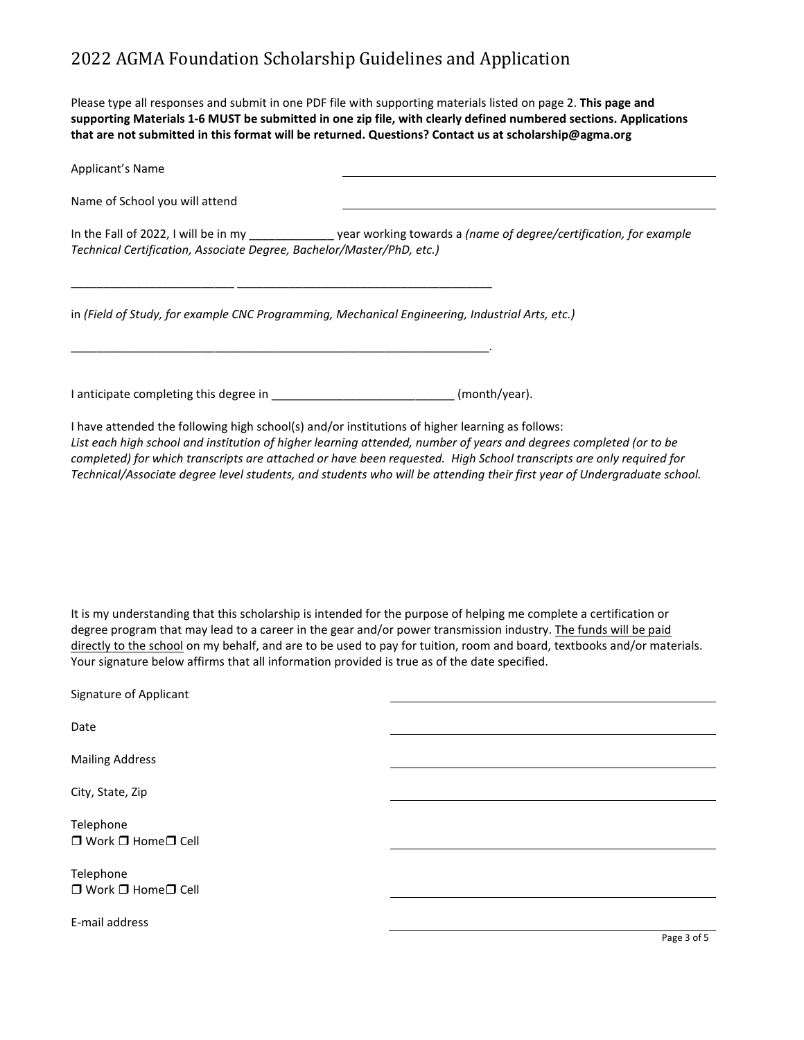# 2022 AGMA Foundation Scholarship Guidelines and Application

Please type all responses and submit in one PDF file with supporting materials listed on page 2. **This page and supporting Materials 1-6 MUST be submitted in one zip file, with clearly defined numbered sections. Applications that are not submitted in this format will be returned. Questions? Contact us at scholarship@agma.org**

Applicant's Name ______________________________

Name of School you will attend ______________________________

In the Fall of 2022, I will be in my _____________ year working towards a *(name of degree/certification, for example Technical Certification, Associate Degree, Bachelor/Master/PhD, etc.)*

_________________________ _______________________________________

in *(Field of Study, for example CNC Programming, Mechanical Engineering, Industrial Arts, etc.)*

_________________________________________________________________.

I anticipate completing this degree in ___________________________ (month/year).

I have attended the following high school(s) and/or institutions of higher learning as follows:
*List each high school and institution of higher learning attended, number of years and degrees completed (or to be completed) for which transcripts are attached or have been requested. High School transcripts are only required for Technical/Associate degree level students, and students who will be attending their first year of Undergraduate school.*

It is my understanding that this scholarship is intended for the purpose of helping me complete a certification or degree program that may lead to a career in the gear and/or power transmission industry. <u>The funds will be paid directly to the school</u> on my behalf, and are to be used to pay for tuition, room and board, textbooks and/or materials. Your signature below affirms that all information provided is true as of the date specified.

Signature of Applicant ______________________________

Date ______________________________

Mailing Address ______________________________

City, State, Zip ______________________________

Telephone
❒ Work ❒ Home ❒ Cell ______________________________

Telephone
❒ Work ❒ Home ❒ Cell ______________________________

E-mail address ______________________________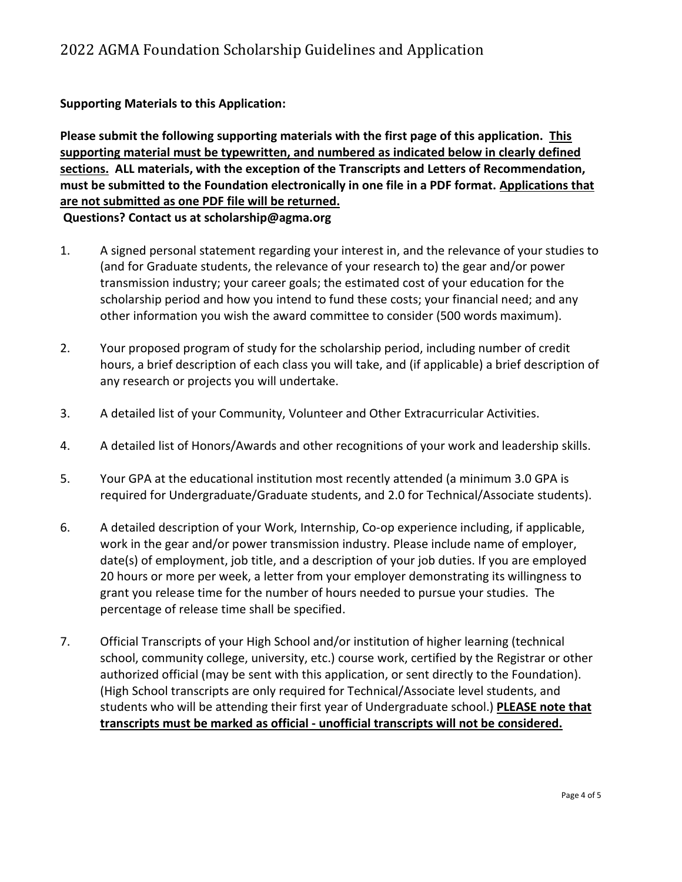**Supporting Materials to this Application:**

**Please submit the following supporting materials with the first page of this application. <u>This supporting material must be typewritten, and numbered as indicated below in clearly defined sections.</u> ALL materials, with the exception of the Transcripts and Letters of Recommendation, must be submitted to the Foundation electronically in one file in a PDF format. <u>Applications that are not submitted as one PDF file will be returned.</u>**
**Questions? Contact us at scholarship@agma.org**

1. A signed personal statement regarding your interest in, and the relevance of your studies to (and for Graduate students, the relevance of your research to) the gear and/or power transmission industry; your career goals; the estimated cost of your education for the scholarship period and how you intend to fund these costs; your financial need; and any other information you wish the award committee to consider (500 words maximum).

2. Your proposed program of study for the scholarship period, including number of credit hours, a brief description of each class you will take, and (if applicable) a brief description of any research or projects you will undertake.

3. A detailed list of your Community, Volunteer and Other Extracurricular Activities.

4. A detailed list of Honors/Awards and other recognitions of your work and leadership skills.

5. Your GPA at the educational institution most recently attended (a minimum 3.0 GPA is required for Undergraduate/Graduate students, and 2.0 for Technical/Associate students).

6. A detailed description of your Work, Internship, Co-op experience including, if applicable, work in the gear and/or power transmission industry. Please include name of employer, date(s) of employment, job title, and a description of your job duties. If you are employed 20 hours or more per week, a letter from your employer demonstrating its willingness to grant you release time for the number of hours needed to pursue your studies. The percentage of release time shall be specified.

7. Official Transcripts of your High School and/or institution of higher learning (technical school, community college, university, etc.) course work, certified by the Registrar or other authorized official (may be sent with this application, or sent directly to the Foundation). (High School transcripts are only required for Technical/Associate level students, and students who will be attending their first year of Undergraduate school.) **<u>PLEASE note that transcripts must be marked as official - unofficial transcripts will not be considered.</u>**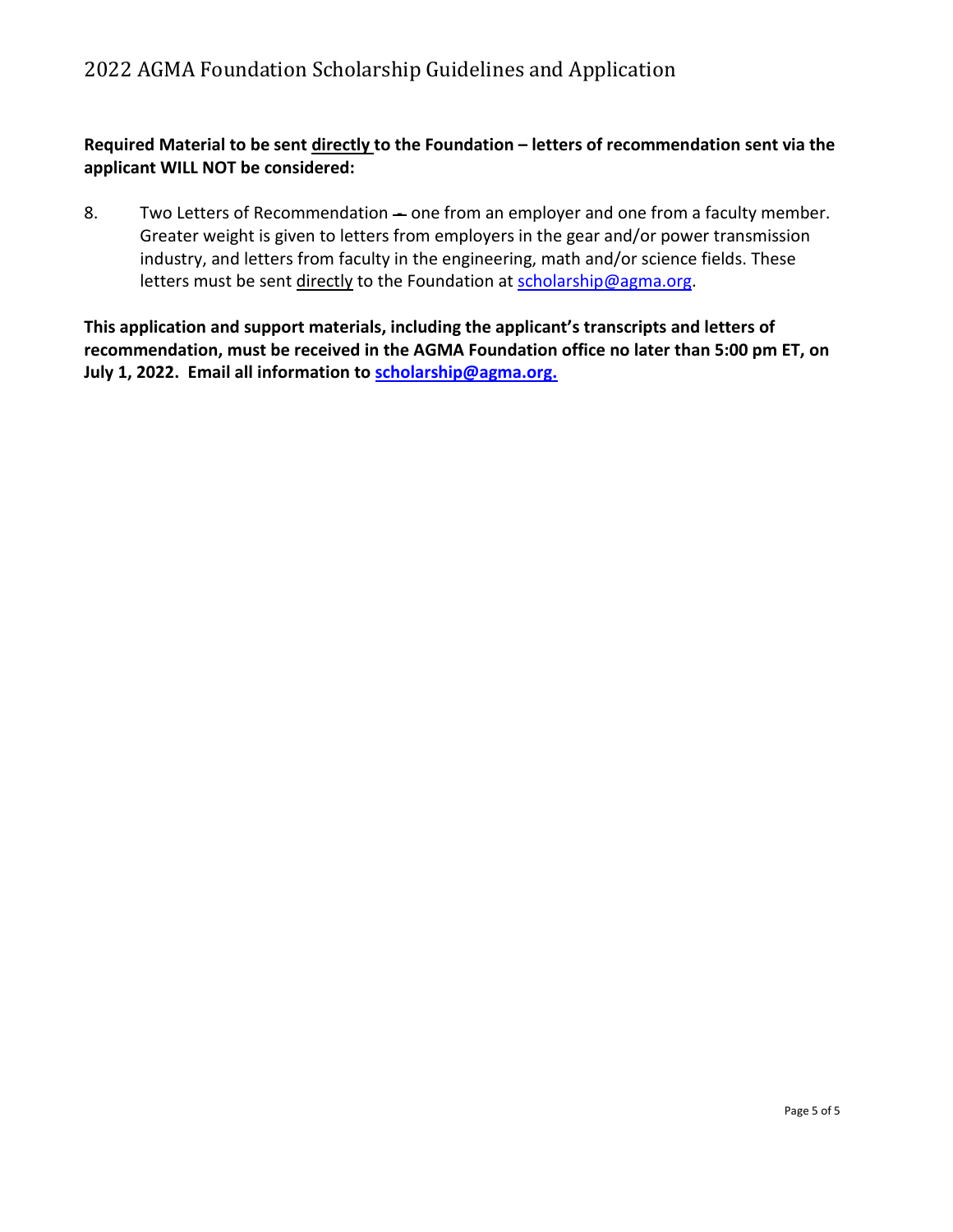**Required Material to be sent directly to the Foundation – letters of recommendation sent via the applicant WILL NOT be considered:**

8. Two Letters of Recommendation – one from an employer and one from a faculty member. Greater weight is given to letters from employers in the gear and/or power transmission industry, and letters from faculty in the engineering, math and/or science fields. These letters must be sent directly to the Foundation at scholarship@agma.org.

**This application and support materials, including the applicant's transcripts and letters of recommendation, must be received in the AGMA Foundation office no later than 5:00 pm ET, on July 1, 2022. Email all information to scholarship@agma.org.**